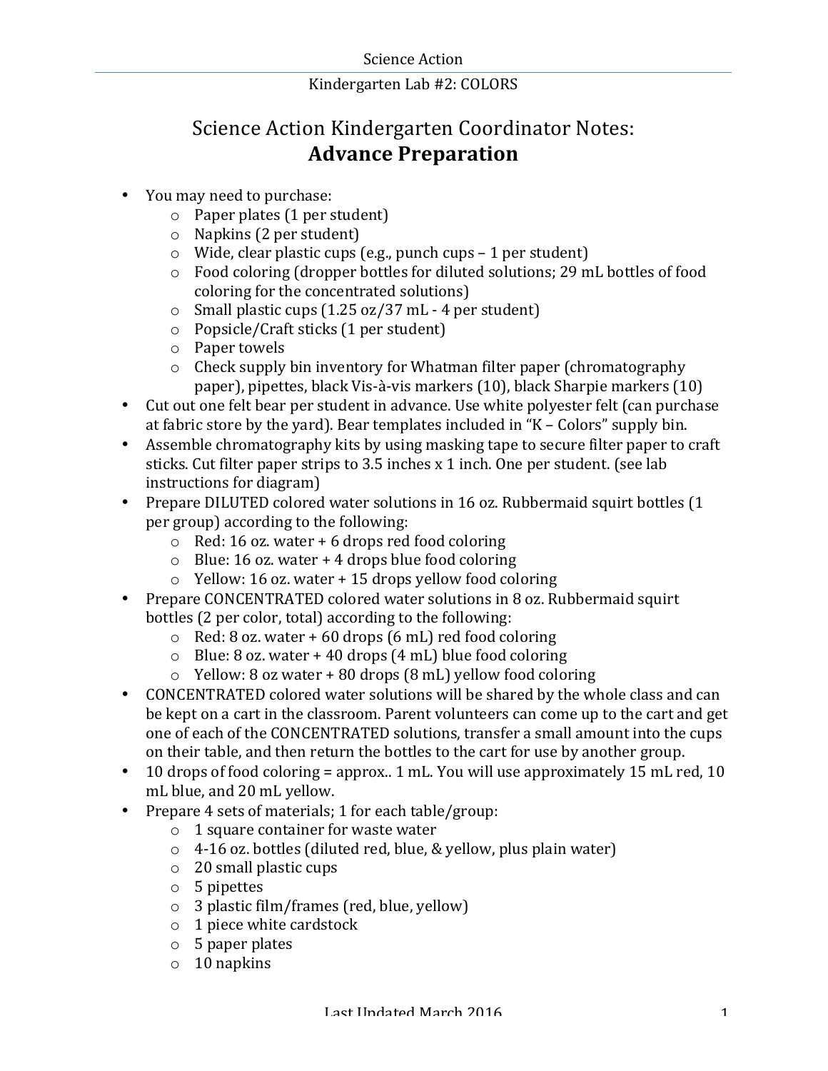# Science Action Kindergarten Coordinator Notes: **Advance Preparation**

- You may need to purchase:
  - Paper plates (1 per student)
  - Napkins (2 per student)
  - Wide, clear plastic cups (e.g., punch cups – 1 per student)
  - Food coloring (dropper bottles for diluted solutions; 29 mL bottles of food coloring for the concentrated solutions)
  - Small plastic cups (1.25 oz/37 mL - 4 per student)
  - Popsicle/Craft sticks (1 per student)
  - Paper towels
  - Check supply bin inventory for Whatman filter paper (chromatography paper), pipettes, black Vis-à-vis markers (10), black Sharpie markers (10)
- Cut out one felt bear per student in advance. Use white polyester felt (can purchase at fabric store by the yard). Bear templates included in "K – Colors" supply bin.
- Assemble chromatography kits by using masking tape to secure filter paper to craft sticks. Cut filter paper strips to 3.5 inches x 1 inch. One per student. (see lab instructions for diagram)
- Prepare DILUTED colored water solutions in 16 oz. Rubbermaid squirt bottles (1 per group) according to the following:
  - Red: 16 oz. water + 6 drops red food coloring
  - Blue: 16 oz. water + 4 drops blue food coloring
  - Yellow: 16 oz. water + 15 drops yellow food coloring
- Prepare CONCENTRATED colored water solutions in 8 oz. Rubbermaid squirt bottles (2 per color, total) according to the following:
  - Red: 8 oz. water + 60 drops (6 mL) red food coloring
  - Blue: 8 oz. water + 40 drops (4 mL) blue food coloring
  - Yellow: 8 oz water + 80 drops (8 mL) yellow food coloring
- CONCENTRATED colored water solutions will be shared by the whole class and can be kept on a cart in the classroom. Parent volunteers can come up to the cart and get one of each of the CONCENTRATED solutions, transfer a small amount into the cups on their table, and then return the bottles to the cart for use by another group.
- 10 drops of food coloring = approx.. 1 mL. You will use approximately 15 mL red, 10 mL blue, and 20 mL yellow.
- Prepare 4 sets of materials; 1 for each table/group:
  - 1 square container for waste water
  - 4-16 oz. bottles (diluted red, blue, & yellow, plus plain water)
  - 20 small plastic cups
  - 5 pipettes
  - 3 plastic film/frames (red, blue, yellow)
  - 1 piece white cardstock
  - 5 paper plates
  - 10 napkins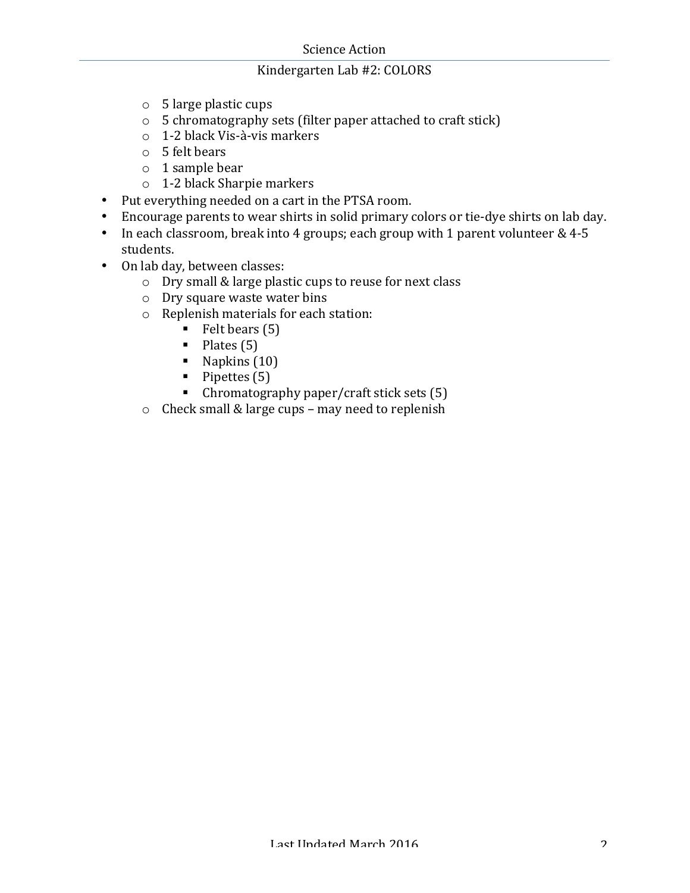- 5 large plastic cups
   - 5 chromatography sets (filter paper attached to craft stick)
   - 1-2 black Vis-à-vis markers
   - 5 felt bears
   - 1 sample bear
   - 1-2 black Sharpie markers
- Put everything needed on a cart in the PTSA room.
- Encourage parents to wear shirts in solid primary colors or tie-dye shirts on lab day.
- In each classroom, break into 4 groups; each group with 1 parent volunteer & 4-5 students.
- On lab day, between classes:
   - Dry small & large plastic cups to reuse for next class
   - Dry square waste water bins
   - Replenish materials for each station:
      - Felt bears (5)
      - Plates (5)
      - Napkins (10)
      - Pipettes (5)
      - Chromatography paper/craft stick sets (5)
   - Check small & large cups – may need to replenish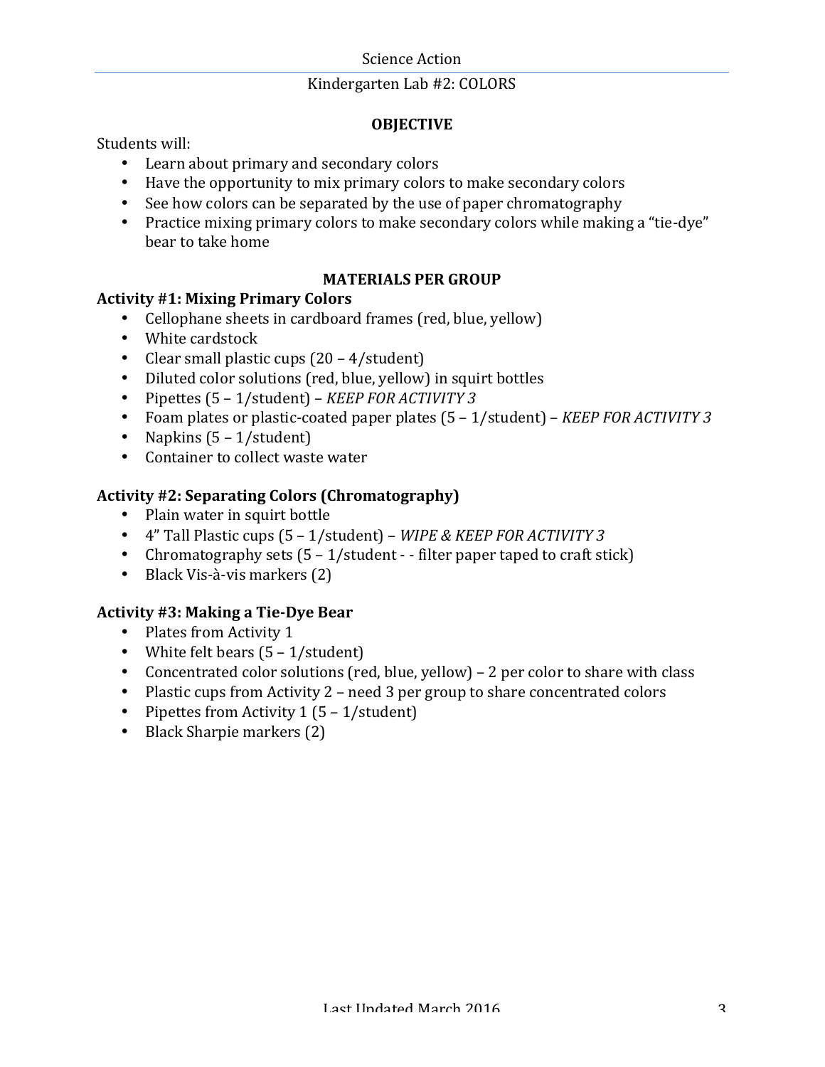Kindergarten Lab #2: COLORS

## OBJECTIVE

Students will:

- Learn about primary and secondary colors
- Have the opportunity to mix primary colors to make secondary colors
- See how colors can be separated by the use of paper chromatography
- Practice mixing primary colors to make secondary colors while making a "tie-dye" bear to take home

## MATERIALS PER GROUP

### Activity #1: Mixing Primary Colors

- Cellophane sheets in cardboard frames (red, blue, yellow)
- White cardstock
- Clear small plastic cups (20 – 4/student)
- Diluted color solutions (red, blue, yellow) in squirt bottles
- Pipettes (5 – 1/student) – *KEEP FOR ACTIVITY 3*
- Foam plates or plastic-coated paper plates (5 – 1/student) – *KEEP FOR ACTIVITY 3*
- Napkins (5 – 1/student)
- Container to collect waste water

### Activity #2: Separating Colors (Chromatography)

- Plain water in squirt bottle
- 4" Tall Plastic cups (5 – 1/student) – *WIPE & KEEP FOR ACTIVITY 3*
- Chromatography sets (5 – 1/student - - filter paper taped to craft stick)
- Black Vis-à-vis markers (2)

### Activity #3: Making a Tie-Dye Bear

- Plates from Activity 1
- White felt bears (5 – 1/student)
- Concentrated color solutions (red, blue, yellow) – 2 per color to share with class
- Plastic cups from Activity 2 – need 3 per group to share concentrated colors
- Pipettes from Activity 1 (5 – 1/student)
- Black Sharpie markers (2)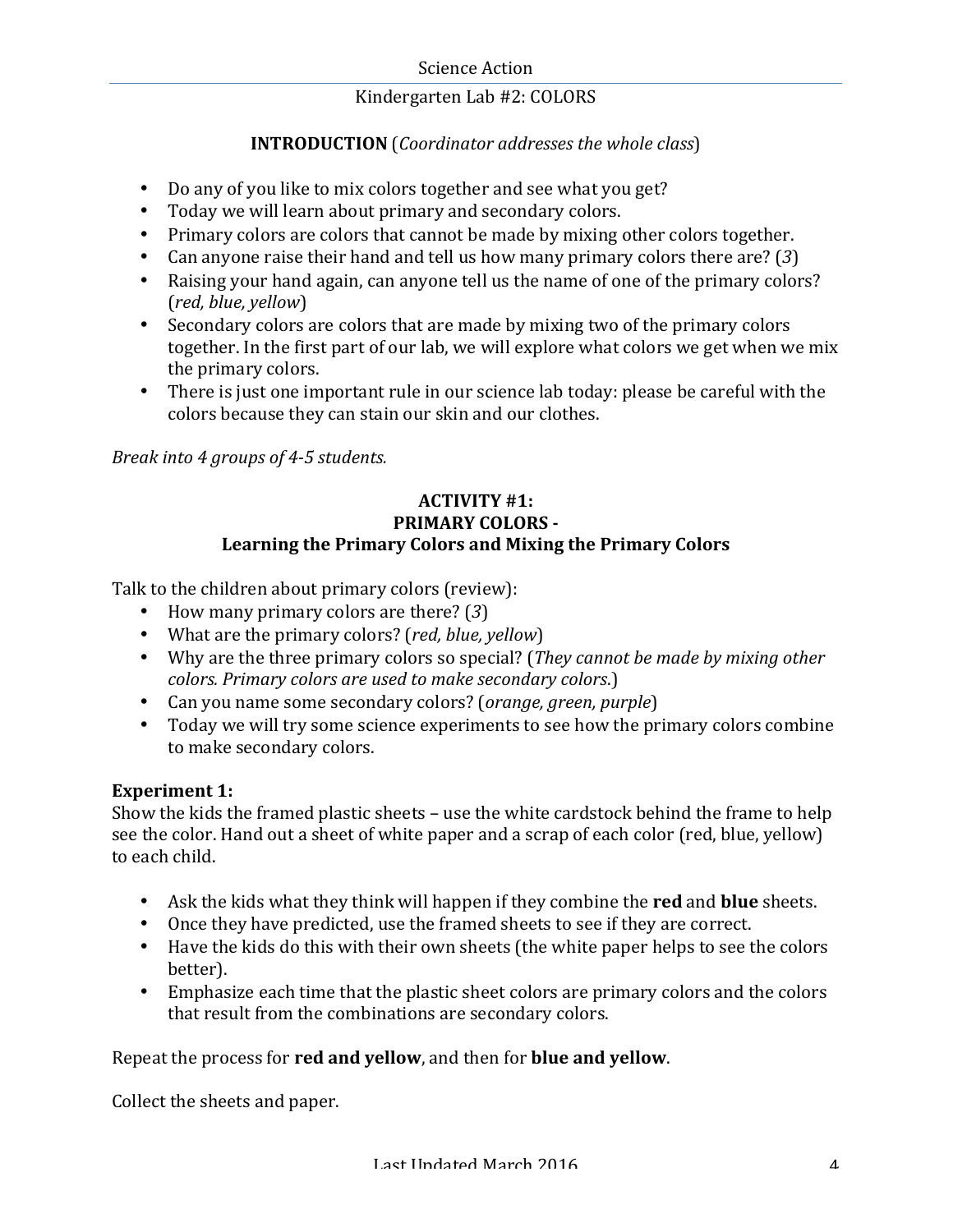Kindergarten Lab #2: COLORS

**INTRODUCTION** (*Coordinator addresses the whole class*)

- Do any of you like to mix colors together and see what you get?
- Today we will learn about primary and secondary colors.
- Primary colors are colors that cannot be made by mixing other colors together.
- Can anyone raise their hand and tell us how many primary colors there are? (*3*)
- Raising your hand again, can anyone tell us the name of one of the primary colors? (*red, blue, yellow*)
- Secondary colors are colors that are made by mixing two of the primary colors together. In the first part of our lab, we will explore what colors we get when we mix the primary colors.
- There is just one important rule in our science lab today: please be careful with the colors because they can stain our skin and our clothes.

*Break into 4 groups of 4-5 students.*

## ACTIVITY #1:
## PRIMARY COLORS -
## Learning the Primary Colors and Mixing the Primary Colors

Talk to the children about primary colors (review):

- How many primary colors are there? (*3*)
- What are the primary colors? (*red, blue, yellow*)
- Why are the three primary colors so special? (*They cannot be made by mixing other colors. Primary colors are used to make secondary colors.*)
- Can you name some secondary colors? (*orange, green, purple*)
- Today we will try some science experiments to see how the primary colors combine to make secondary colors.

**Experiment 1:**
Show the kids the framed plastic sheets – use the white cardstock behind the frame to help see the color. Hand out a sheet of white paper and a scrap of each color (red, blue, yellow) to each child.

- Ask the kids what they think will happen if they combine the **red** and **blue** sheets.
- Once they have predicted, use the framed sheets to see if they are correct.
- Have the kids do this with their own sheets (the white paper helps to see the colors better).
- Emphasize each time that the plastic sheet colors are primary colors and the colors that result from the combinations are secondary colors.

Repeat the process for **red and yellow**, and then for **blue and yellow**.

Collect the sheets and paper.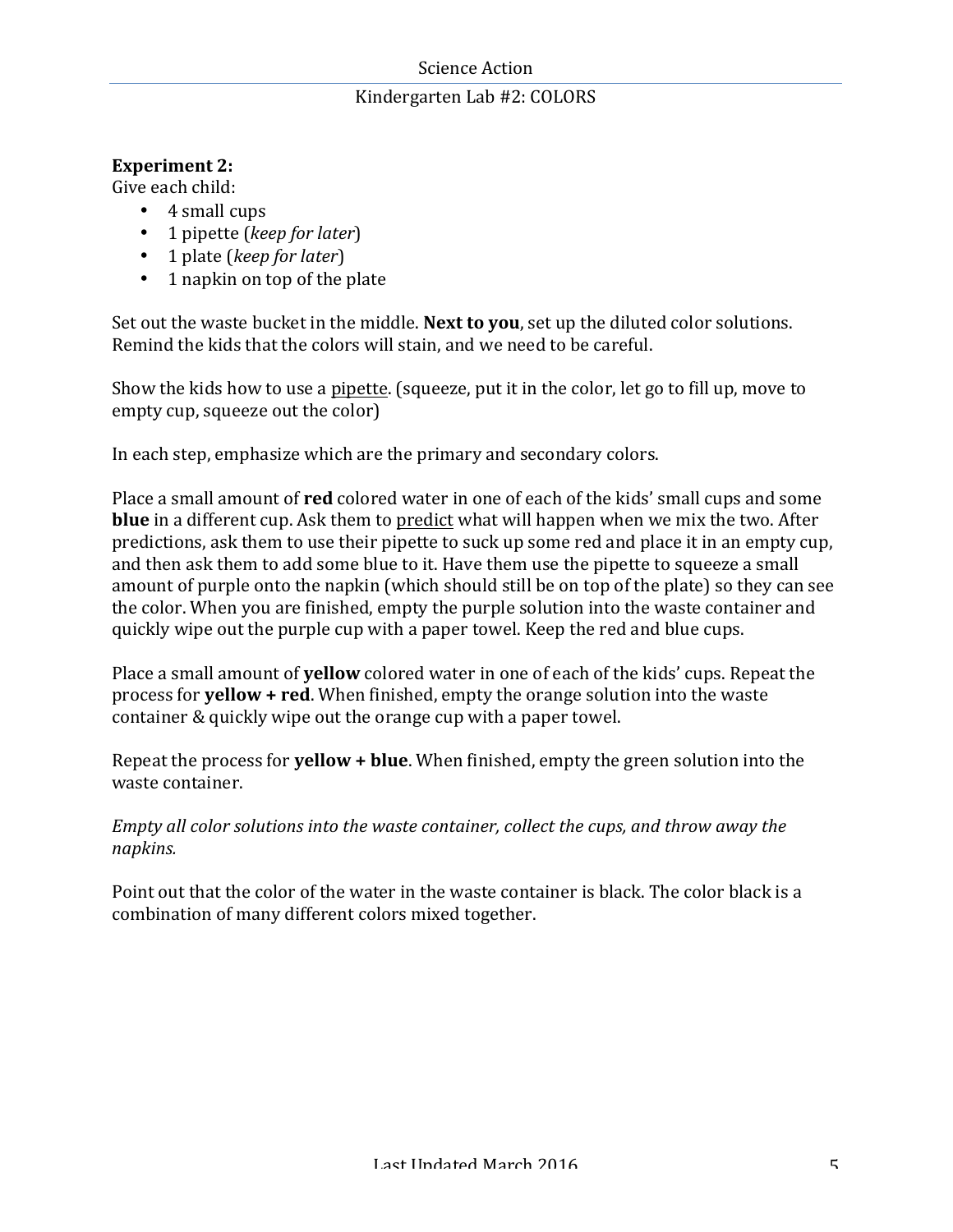**Experiment 2:**
Give each child:

- 4 small cups
- 1 pipette (*keep for later*)
- 1 plate (*keep for later*)
- 1 napkin on top of the plate

Set out the waste bucket in the middle. **Next to you**, set up the diluted color solutions. Remind the kids that the colors will stain, and we need to be careful.

Show the kids how to use a <u>pipette</u>. (squeeze, put it in the color, let go to fill up, move to empty cup, squeeze out the color)

In each step, emphasize which are the primary and secondary colors.

Place a small amount of **red** colored water in one of each of the kids' small cups and some **blue** in a different cup. Ask them to <u>predict</u> what will happen when we mix the two. After predictions, ask them to use their pipette to suck up some red and place it in an empty cup, and then ask them to add some blue to it. Have them use the pipette to squeeze a small amount of purple onto the napkin (which should still be on top of the plate) so they can see the color. When you are finished, empty the purple solution into the waste container and quickly wipe out the purple cup with a paper towel. Keep the red and blue cups.

Place a small amount of **yellow** colored water in one of each of the kids' cups. Repeat the process for **yellow + red**. When finished, empty the orange solution into the waste container & quickly wipe out the orange cup with a paper towel.

Repeat the process for **yellow + blue**. When finished, empty the green solution into the waste container.

*Empty all color solutions into the waste container, collect the cups, and throw away the napkins.*

Point out that the color of the water in the waste container is black. The color black is a combination of many different colors mixed together.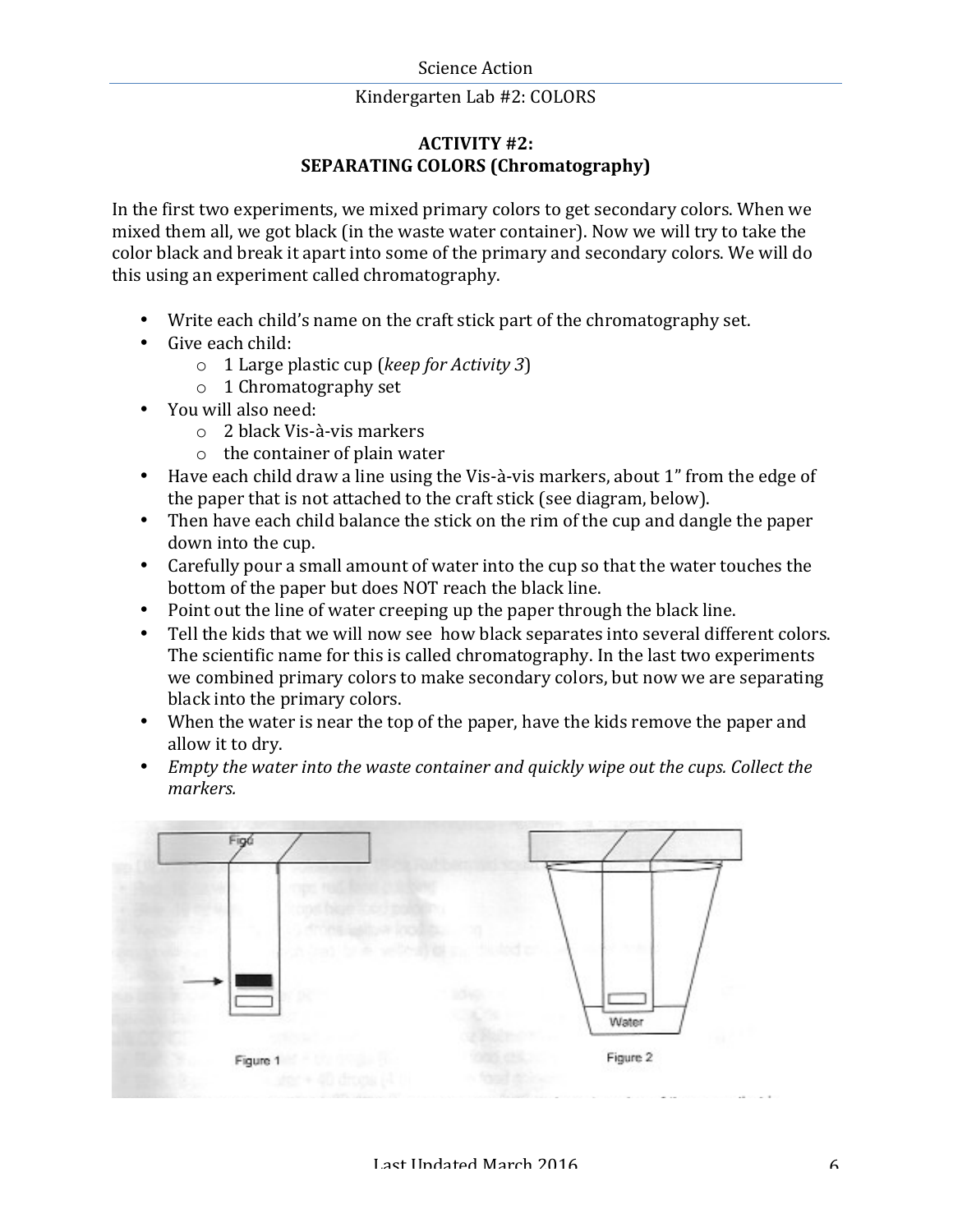### Kindergarten Lab #2: COLORS

## ACTIVITY #2:
## SEPARATING COLORS (Chromatography)

In the first two experiments, we mixed primary colors to get secondary colors. When we mixed them all, we got black (in the waste water container). Now we will try to take the color black and break it apart into some of the primary and secondary colors. We will do this using an experiment called chromatography.

- Write each child's name on the craft stick part of the chromatography set.
- Give each child:
  - 1 Large plastic cup (*keep for Activity 3*)
  - 1 Chromatography set
- You will also need:
  - 2 black Vis-à-vis markers
  - the container of plain water
- Have each child draw a line using the Vis-à-vis markers, about 1" from the edge of the paper that is not attached to the craft stick (see diagram, below).
- Then have each child balance the stick on the rim of the cup and dangle the paper down into the cup.
- Carefully pour a small amount of water into the cup so that the water touches the bottom of the paper but does NOT reach the black line.
- Point out the line of water creeping up the paper through the black line.
- Tell the kids that we will now see how black separates into several different colors. The scientific name for this is called chromatography. In the last two experiments we combined primary colors to make secondary colors, but now we are separating black into the primary colors.
- When the water is near the top of the paper, have the kids remove the paper and allow it to dry.
- *Empty the water into the waste container and quickly wipe out the cups. Collect the markers.*

Figure 1

Water

Figure 2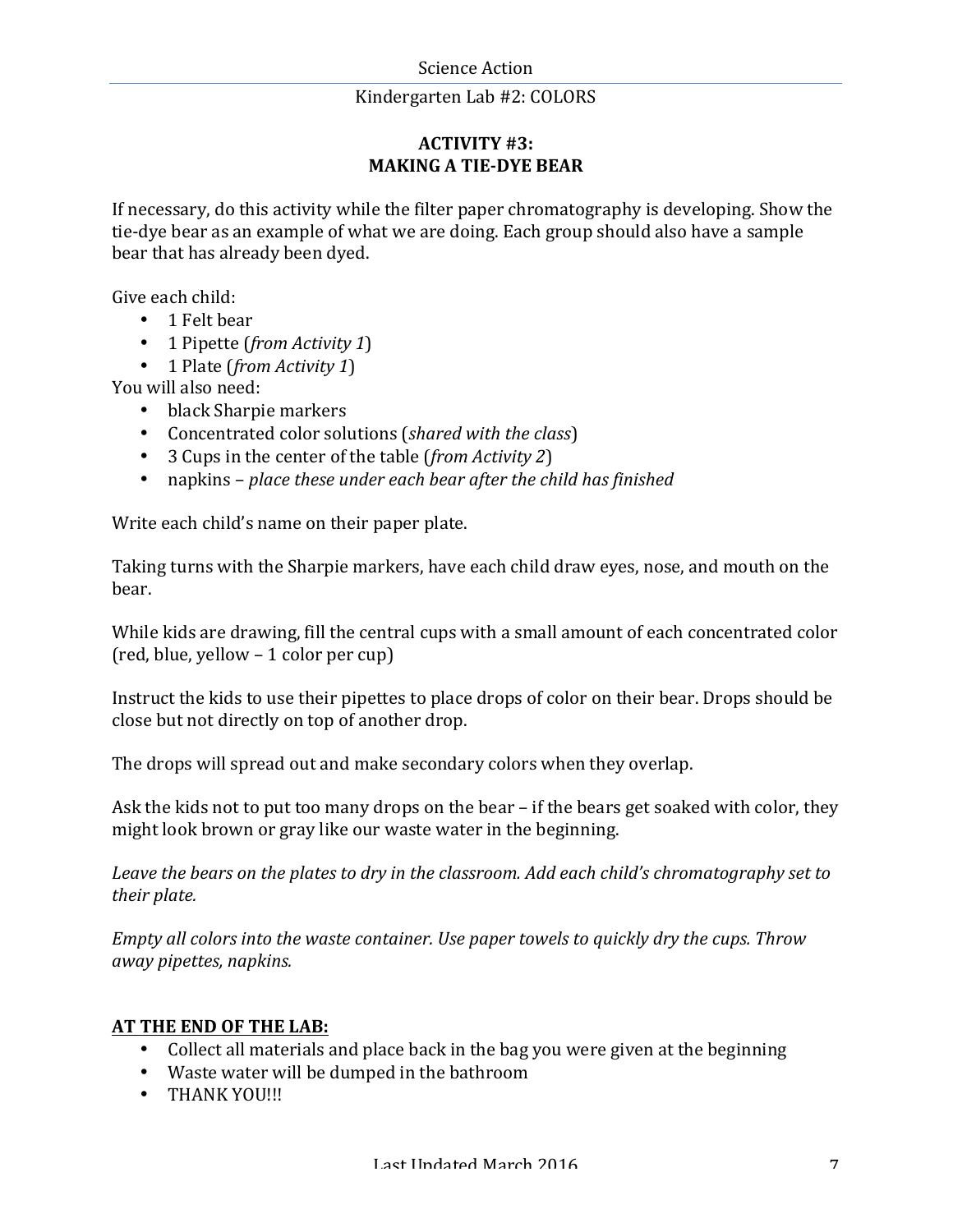## ACTIVITY #3: MAKING A TIE-DYE BEAR

If necessary, do this activity while the filter paper chromatography is developing. Show the tie-dye bear as an example of what we are doing. Each group should also have a sample bear that has already been dyed.

Give each child:

- 1 Felt bear
- 1 Pipette (*from Activity 1*)
- 1 Plate (*from Activity 1*)

You will also need:

- black Sharpie markers
- Concentrated color solutions (*shared with the class*)
- 3 Cups in the center of the table (*from Activity 2*)
- napkins – *place these under each bear after the child has finished*

Write each child's name on their paper plate.

Taking turns with the Sharpie markers, have each child draw eyes, nose, and mouth on the bear.

While kids are drawing, fill the central cups with a small amount of each concentrated color (red, blue, yellow – 1 color per cup)

Instruct the kids to use their pipettes to place drops of color on their bear. Drops should be close but not directly on top of another drop.

The drops will spread out and make secondary colors when they overlap.

Ask the kids not to put too many drops on the bear – if the bears get soaked with color, they might look brown or gray like our waste water in the beginning.

*Leave the bears on the plates to dry in the classroom. Add each child's chromatography set to their plate.*

*Empty all colors into the waste container. Use paper towels to quickly dry the cups. Throw away pipettes, napkins.*

**AT THE END OF THE LAB:**

- Collect all materials and place back in the bag you were given at the beginning
- Waste water will be dumped in the bathroom
- THANK YOU!!!